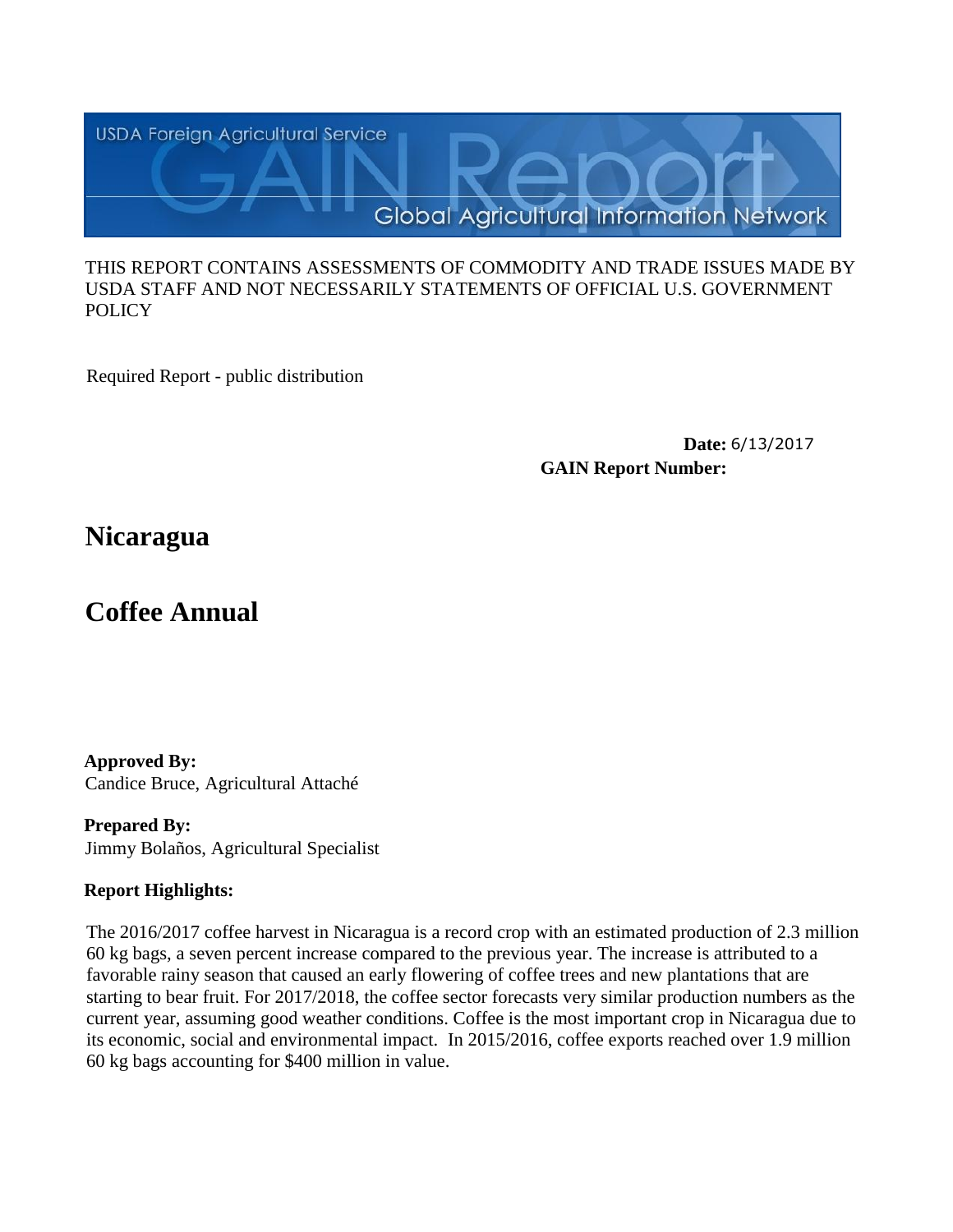USDA Foreign Agricultural Service

GAIN Report

Global Agricultural Information Network

THIS REPORT CONTAINS ASSESSMENTS OF COMMODITY AND TRADE ISSUES MADE BY USDA STAFF AND NOT NECESSARILY STATEMENTS OF OFFICIAL U.S. GOVERNMENT POLICY

Required Report - public distribution

**Date:** 6/13/2017

**GAIN Report Number:**

# Nicaragua

# Coffee Annual

**Approved By:**
Candice Bruce, Agricultural Attaché

**Prepared By:**
Jimmy Bolaños, Agricultural Specialist

**Report Highlights:**

The 2016/2017 coffee harvest in Nicaragua is a record crop with an estimated production of 2.3 million 60 kg bags, a seven percent increase compared to the previous year. The increase is attributed to a favorable rainy season that caused an early flowering of coffee trees and new plantations that are starting to bear fruit. For 2017/2018, the coffee sector forecasts very similar production numbers as the current year, assuming good weather conditions. Coffee is the most important crop in Nicaragua due to its economic, social and environmental impact. In 2015/2016, coffee exports reached over 1.9 million 60 kg bags accounting for $400 million in value.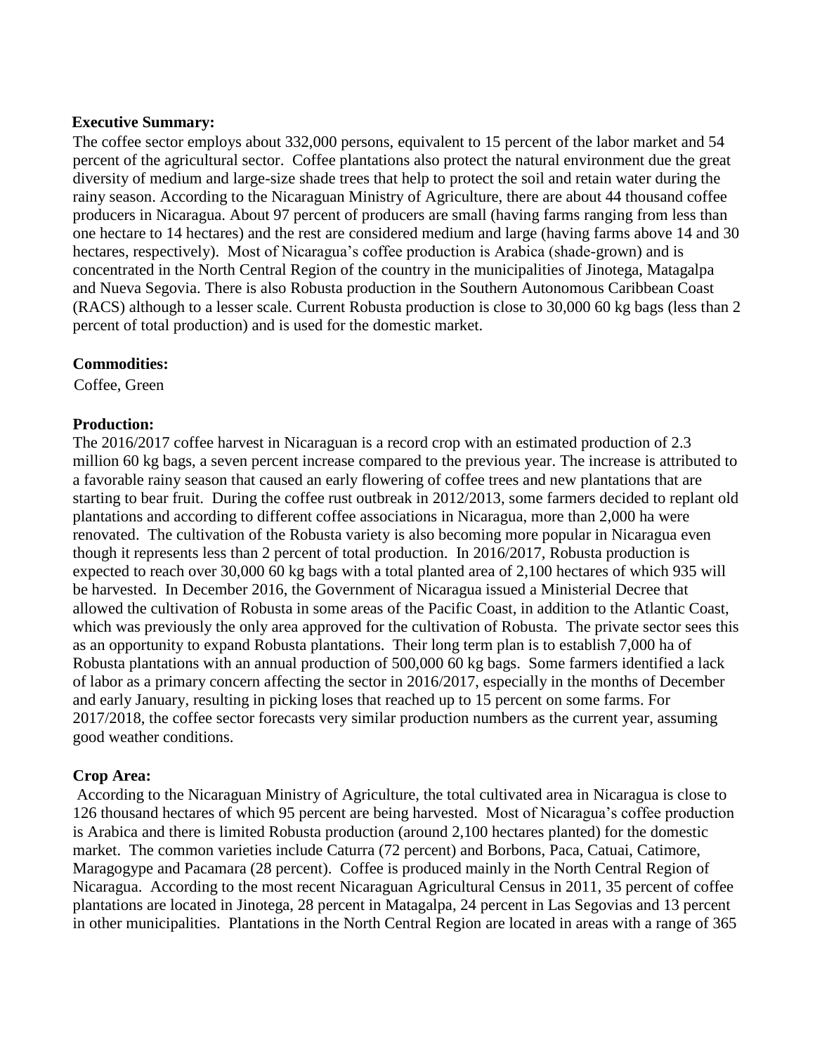**Executive Summary:**

The coffee sector employs about 332,000 persons, equivalent to 15 percent of the labor market and 54 percent of the agricultural sector. Coffee plantations also protect the natural environment due the great diversity of medium and large-size shade trees that help to protect the soil and retain water during the rainy season. According to the Nicaraguan Ministry of Agriculture, there are about 44 thousand coffee producers in Nicaragua. About 97 percent of producers are small (having farms ranging from less than one hectare to 14 hectares) and the rest are considered medium and large (having farms above 14 and 30 hectares, respectively). Most of Nicaragua's coffee production is Arabica (shade-grown) and is concentrated in the North Central Region of the country in the municipalities of Jinotega, Matagalpa and Nueva Segovia. There is also Robusta production in the Southern Autonomous Caribbean Coast (RACS) although to a lesser scale. Current Robusta production is close to 30,000 60 kg bags (less than 2 percent of total production) and is used for the domestic market.

**Commodities:**

Coffee, Green

**Production:**

The 2016/2017 coffee harvest in Nicaraguan is a record crop with an estimated production of 2.3 million 60 kg bags, a seven percent increase compared to the previous year. The increase is attributed to a favorable rainy season that caused an early flowering of coffee trees and new plantations that are starting to bear fruit. During the coffee rust outbreak in 2012/2013, some farmers decided to replant old plantations and according to different coffee associations in Nicaragua, more than 2,000 ha were renovated. The cultivation of the Robusta variety is also becoming more popular in Nicaragua even though it represents less than 2 percent of total production. In 2016/2017, Robusta production is expected to reach over 30,000 60 kg bags with a total planted area of 2,100 hectares of which 935 will be harvested. In December 2016, the Government of Nicaragua issued a Ministerial Decree that allowed the cultivation of Robusta in some areas of the Pacific Coast, in addition to the Atlantic Coast, which was previously the only area approved for the cultivation of Robusta. The private sector sees this as an opportunity to expand Robusta plantations. Their long term plan is to establish 7,000 ha of Robusta plantations with an annual production of 500,000 60 kg bags. Some farmers identified a lack of labor as a primary concern affecting the sector in 2016/2017, especially in the months of December and early January, resulting in picking loses that reached up to 15 percent on some farms. For 2017/2018, the coffee sector forecasts very similar production numbers as the current year, assuming good weather conditions.

**Crop Area:**

According to the Nicaraguan Ministry of Agriculture, the total cultivated area in Nicaragua is close to 126 thousand hectares of which 95 percent are being harvested. Most of Nicaragua's coffee production is Arabica and there is limited Robusta production (around 2,100 hectares planted) for the domestic market. The common varieties include Caturra (72 percent) and Borbons, Paca, Catuai, Catimore, Maragogype and Pacamara (28 percent). Coffee is produced mainly in the North Central Region of Nicaragua. According to the most recent Nicaraguan Agricultural Census in 2011, 35 percent of coffee plantations are located in Jinotega, 28 percent in Matagalpa, 24 percent in Las Segovias and 13 percent in other municipalities. Plantations in the North Central Region are located in areas with a range of 365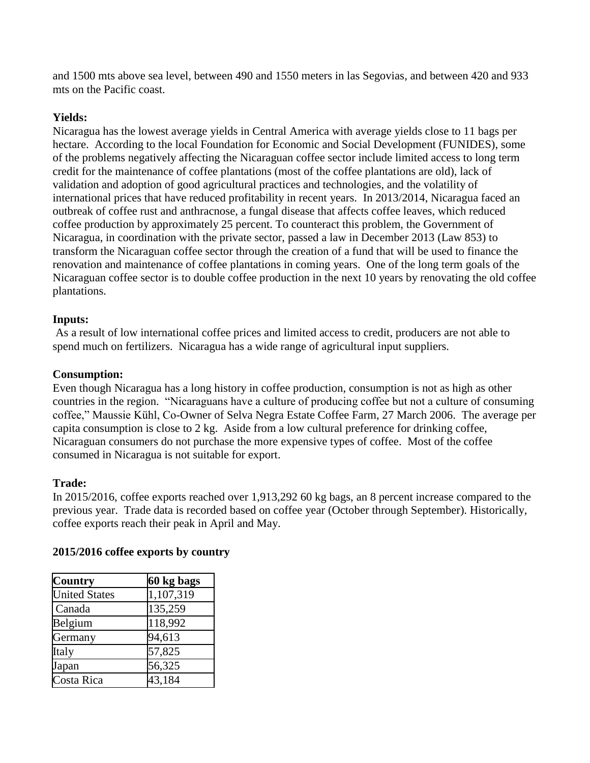and 1500 mts above sea level, between 490 and 1550 meters in las Segovias, and between 420 and 933 mts on the Pacific coast.

**Yields:**

Nicaragua has the lowest average yields in Central America with average yields close to 11 bags per hectare. According to the local Foundation for Economic and Social Development (FUNIDES), some of the problems negatively affecting the Nicaraguan coffee sector include limited access to long term credit for the maintenance of coffee plantations (most of the coffee plantations are old), lack of validation and adoption of good agricultural practices and technologies, and the volatility of international prices that have reduced profitability in recent years. In 2013/2014, Nicaragua faced an outbreak of coffee rust and anthracnose, a fungal disease that affects coffee leaves, which reduced coffee production by approximately 25 percent. To counteract this problem, the Government of Nicaragua, in coordination with the private sector, passed a law in December 2013 (Law 853) to transform the Nicaraguan coffee sector through the creation of a fund that will be used to finance the renovation and maintenance of coffee plantations in coming years. One of the long term goals of the Nicaraguan coffee sector is to double coffee production in the next 10 years by renovating the old coffee plantations.

**Inputs:**

As a result of low international coffee prices and limited access to credit, producers are not able to spend much on fertilizers. Nicaragua has a wide range of agricultural input suppliers.

**Consumption:**

Even though Nicaragua has a long history in coffee production, consumption is not as high as other countries in the region. "Nicaraguans have a culture of producing coffee but not a culture of consuming coffee," Maussie Kühl, Co-Owner of Selva Negra Estate Coffee Farm, 27 March 2006. The average per capita consumption is close to 2 kg. Aside from a low cultural preference for drinking coffee, Nicaraguan consumers do not purchase the more expensive types of coffee. Most of the coffee consumed in Nicaragua is not suitable for export.

**Trade:**

In 2015/2016, coffee exports reached over 1,913,292 60 kg bags, an 8 percent increase compared to the previous year. Trade data is recorded based on coffee year (October through September). Historically, coffee exports reach their peak in April and May.

**2015/2016 coffee exports by country**

| Country | 60 kg bags |
|---|---|
| United States | 1,107,319 |
| Canada | 135,259 |
| Belgium | 118,992 |
| Germany | 94,613 |
| Italy | 57,825 |
| Japan | 56,325 |
| Costa Rica | 43,184 |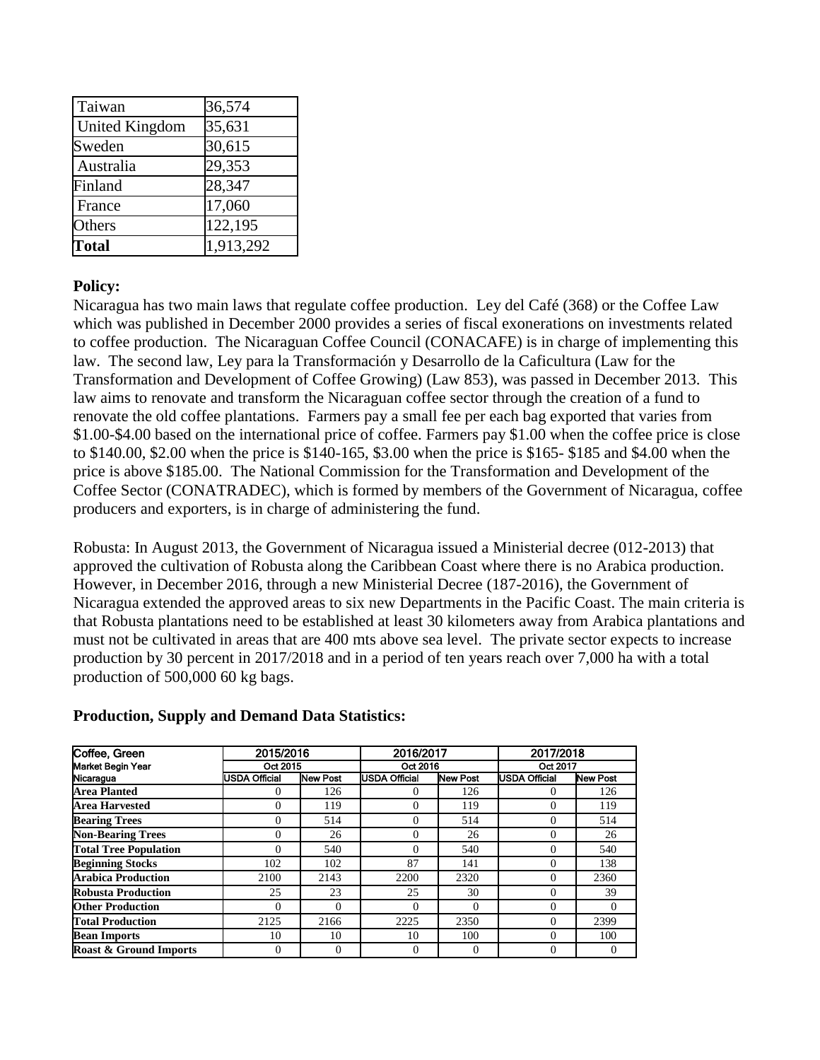| Taiwan | 36,574 |
| --- | --- |
| United Kingdom | 35,631 |
| Sweden | 30,615 |
| Australia | 29,353 |
| Finland | 28,347 |
| France | 17,060 |
| Others | 122,195 |
| **Total** | 1,913,292 |

**Policy:**

Nicaragua has two main laws that regulate coffee production. Ley del Café (368) or the Coffee Law which was published in December 2000 provides a series of fiscal exonerations on investments related to coffee production. The Nicaraguan Coffee Council (CONACAFE) is in charge of implementing this law. The second law, Ley para la Transformación y Desarrollo de la Caficultura (Law for the Transformation and Development of Coffee Growing) (Law 853), was passed in December 2013. This law aims to renovate and transform the Nicaraguan coffee sector through the creation of a fund to renovate the old coffee plantations. Farmers pay a small fee per each bag exported that varies from $1.00-$4.00 based on the international price of coffee. Farmers pay $1.00 when the coffee price is close to $140.00, $2.00 when the price is $140-165, $3.00 when the price is $165- $185 and $4.00 when the price is above $185.00. The National Commission for the Transformation and Development of the Coffee Sector (CONATRADEC), which is formed by members of the Government of Nicaragua, coffee producers and exporters, is in charge of administering the fund.

Robusta: In August 2013, the Government of Nicaragua issued a Ministerial decree (012-2013) that approved the cultivation of Robusta along the Caribbean Coast where there is no Arabica production. However, in December 2016, through a new Ministerial Decree (187-2016), the Government of Nicaragua extended the approved areas to six new Departments in the Pacific Coast. The main criteria is that Robusta plantations need to be established at least 30 kilometers away from Arabica plantations and must not be cultivated in areas that are 400 mts above sea level. The private sector expects to increase production by 30 percent in 2017/2018 and in a period of ten years reach over 7,000 ha with a total production of 500,000 60 kg bags.

**Production, Supply and Demand Data Statistics:**

| Coffee, Green | 2015/2016 | | 2016/2017 | | 2017/2018 | |
| --- | --- | --- | --- | --- | --- | --- |
| Market Begin Year | Oct 2015 | | Oct 2016 | | Oct 2017 | |
| Nicaragua | USDA Official | New Post | USDA Official | New Post | USDA Official | New Post |
| **Area Planted** | 0 | 126 | 0 | 126 | 0 | 126 |
| **Area Harvested** | 0 | 119 | 0 | 119 | 0 | 119 |
| **Bearing Trees** | 0 | 514 | 0 | 514 | 0 | 514 |
| **Non-Bearing Trees** | 0 | 26 | 0 | 26 | 0 | 26 |
| **Total Tree Population** | 0 | 540 | 0 | 540 | 0 | 540 |
| **Beginning Stocks** | 102 | 102 | 87 | 141 | 0 | 138 |
| **Arabica Production** | 2100 | 2143 | 2200 | 2320 | 0 | 2360 |
| **Robusta Production** | 25 | 23 | 25 | 30 | 0 | 39 |
| **Other Production** | 0 | 0 | 0 | 0 | 0 | 0 |
| **Total Production** | 2125 | 2166 | 2225 | 2350 | 0 | 2399 |
| **Bean Imports** | 10 | 10 | 10 | 100 | 0 | 100 |
| **Roast & Ground Imports** | 0 | 0 | 0 | 0 | 0 | 0 |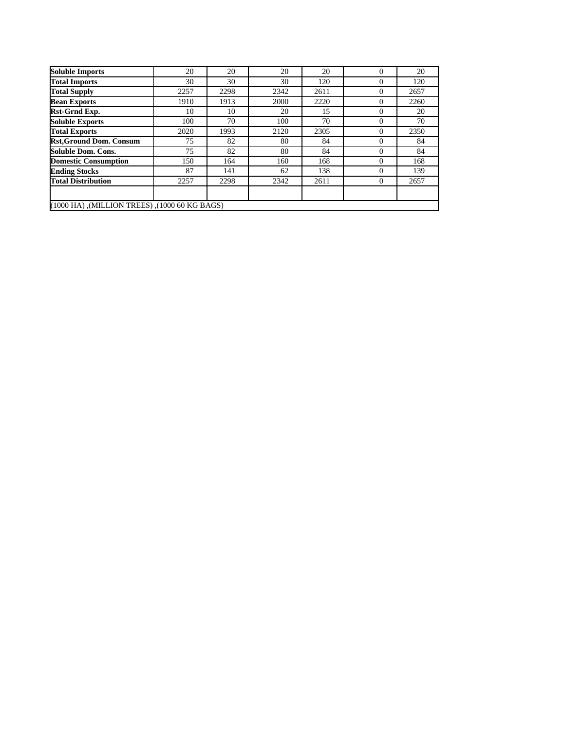| | | | | | | |
|---|---|---|---|---|---|---|
| **Soluble Imports** | 20 | 20 | 20 | 20 | 0 | 20 |
| **Total Imports** | 30 | 30 | 30 | 120 | 0 | 120 |
| **Total Supply** | 2257 | 2298 | 2342 | 2611 | 0 | 2657 |
| **Bean Exports** | 1910 | 1913 | 2000 | 2220 | 0 | 2260 |
| **Rst-Grnd Exp.** | 10 | 10 | 20 | 15 | 0 | 20 |
| **Soluble Exports** | 100 | 70 | 100 | 70 | 0 | 70 |
| **Total Exports** | 2020 | 1993 | 2120 | 2305 | 0 | 2350 |
| **Rst,Ground Dom. Consum** | 75 | 82 | 80 | 84 | 0 | 84 |
| **Soluble Dom. Cons.** | 75 | 82 | 80 | 84 | 0 | 84 |
| **Domestic Consumption** | 150 | 164 | 160 | 168 | 0 | 168 |
| **Ending Stocks** | 87 | 141 | 62 | 138 | 0 | 139 |
| **Total Distribution** | 2257 | 2298 | 2342 | 2611 | 0 | 2657 |
| | | | | | | |
| (1000 HA) ,(MILLION TREES) ,(1000 60 KG BAGS) | | | | | | |